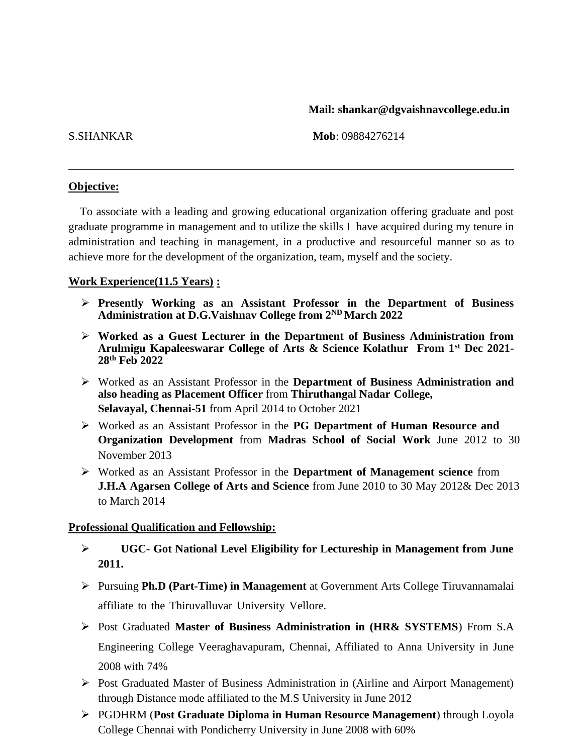**Mail: shankar@dgvaishnavcollege.edu.in**

S.SHANKAR **Mob**: 09884276214

---

**Objective:**

To associate with a leading and growing educational organization offering graduate and post graduate programme in management and to utilize the skills I have acquired during my tenure in administration and teaching in management, in a productive and resourceful manner so as to achieve more for the development of the organization, team, myself and the society.

**Work Experience(11.5 Years) :**

- **Presently Working as an Assistant Professor in the Department of Business Administration at D.G.Vaishnav College from 2ND March 2022**
- **Worked as a Guest Lecturer in the Department of Business Administration from Arulmigu Kapaleeswarar College of Arts & Science Kolathur From 1st Dec 2021- 28th Feb 2022**
- Worked as an Assistant Professor in the **Department of Business Administration and also heading as Placement Officer** from **Thiruthangal Nadar College, Selavayal, Chennai-51** from April 2014 to October 2021
- Worked as an Assistant Professor in the **PG Department of Human Resource and Organization Development** from **Madras School of Social Work** June 2012 to 30 November 2013
- Worked as an Assistant Professor in the **Department of Management science** from **J.H.A Agarsen College of Arts and Science** from June 2010 to 30 May 2012& Dec 2013 to March 2014

**Professional Qualification and Fellowship:**

- **UGC- Got National Level Eligibility for Lectureship in Management from June 2011.**
- Pursuing **Ph.D (Part-Time) in Management** at Government Arts College Tiruvannamalai affiliate to the Thiruvalluvar University Vellore.
- Post Graduated **Master of Business Administration in (HR& SYSTEMS**) From S.A Engineering College Veeraghavapuram, Chennai, Affiliated to Anna University in June 2008 with 74%
- Post Graduated Master of Business Administration in (Airline and Airport Management) through Distance mode affiliated to the M.S University in June 2012
- PGDHRM (**Post Graduate Diploma in Human Resource Management**) through Loyola College Chennai with Pondicherry University in June 2008 with 60%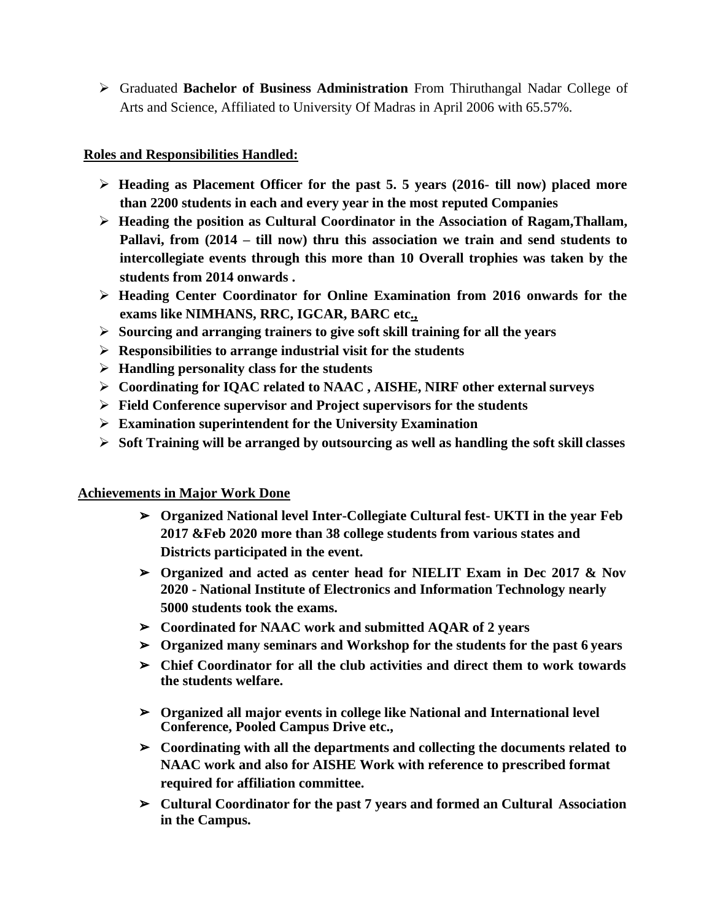- Graduated **Bachelor of Business Administration** From Thiruthangal Nadar College of Arts and Science, Affiliated to University Of Madras in April 2006 with 65.57%.

**Roles and Responsibilities Handled:**

- **Heading as Placement Officer for the past 5. 5 years (2016- till now) placed more than 2200 students in each and every year in the most reputed Companies**
- **Heading the position as Cultural Coordinator in the Association of Ragam,Thallam, Pallavi, from (2014 – till now) thru this association we train and send students to intercollegiate events through this more than 10 Overall trophies was taken by the students from 2014 onwards .**
- **Heading Center Coordinator for Online Examination from 2016 onwards for the exams like NIMHANS, RRC, IGCAR, BARC etc.,**
- **Sourcing and arranging trainers to give soft skill training for all the years**
- **Responsibilities to arrange industrial visit for the students**
- **Handling personality class for the students**
- **Coordinating for IQAC related to NAAC , AISHE, NIRF other external surveys**
- **Field Conference supervisor and Project supervisors for the students**
- **Examination superintendent for the University Examination**
- **Soft Training will be arranged by outsourcing as well as handling the soft skill classes**

**Achievements in Major Work Done**

- **Organized National level Inter-Collegiate Cultural fest- UKTI in the year Feb 2017 &Feb 2020 more than 38 college students from various states and Districts participated in the event.**
- **Organized and acted as center head for NIELIT Exam in Dec 2017 & Nov 2020 - National Institute of Electronics and Information Technology nearly 5000 students took the exams.**
- **Coordinated for NAAC work and submitted AQAR of 2 years**
- **Organized many seminars and Workshop for the students for the past 6 years**
- **Chief Coordinator for all the club activities and direct them to work towards the students welfare.**
- **Organized all major events in college like National and International level Conference, Pooled Campus Drive etc.,**
- **Coordinating with all the departments and collecting the documents related to NAAC work and also for AISHE Work with reference to prescribed format required for affiliation committee.**
- **Cultural Coordinator for the past 7 years and formed an Cultural Association in the Campus.**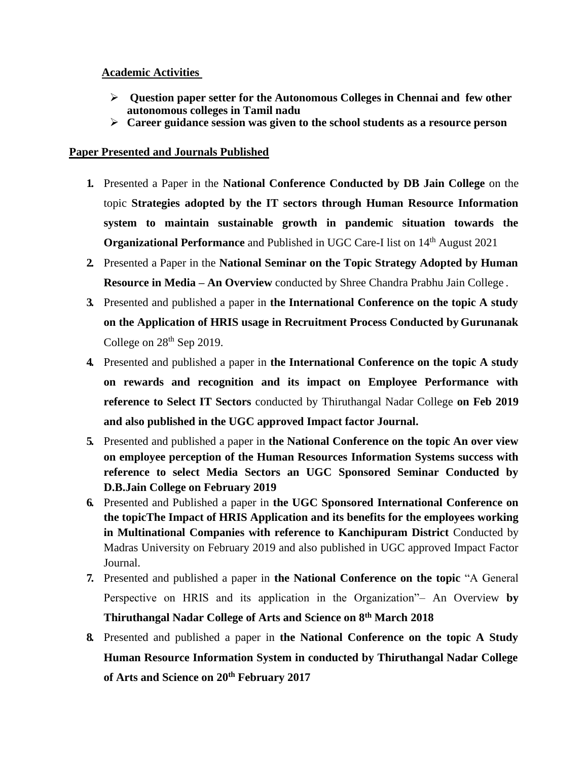**Academic Activities**

- **Question paper setter for the Autonomous Colleges in Chennai and few other autonomous colleges in Tamil nadu**
- **Career guidance session was given to the school students as a resource person**

**Paper Presented and Journals Published**

1. Presented a Paper in the **National Conference Conducted by DB Jain College** on the topic **Strategies adopted by the IT sectors through Human Resource Information system to maintain sustainable growth in pandemic situation towards the Organizational Performance** and Published in UGC Care-I list on 14th August 2021
2. Presented a Paper in the **National Seminar on the Topic Strategy Adopted by Human Resource in Media – An Overview** conducted by Shree Chandra Prabhu Jain College .
3. Presented and published a paper in **the International Conference on the topic A study on the Application of HRIS usage in Recruitment Process Conducted by Gurunanak** College on 28th Sep 2019.
4. Presented and published a paper in **the International Conference on the topic A study on rewards and recognition and its impact on Employee Performance with reference to Select IT Sectors** conducted by Thiruthangal Nadar College **on Feb 2019 and also published in the UGC approved Impact factor Journal.**
5. Presented and published a paper in **the National Conference on the topic An over view on employee perception of the Human Resources Information Systems success with reference to select Media Sectors an UGC Sponsored Seminar Conducted by D.B.Jain College on February 2019**
6. Presented and Published a paper in **the UGC Sponsored International Conference on the topicThe Impact of HRIS Application and its benefits for the employees working in Multinational Companies with reference to Kanchipuram District** Conducted by Madras University on February 2019 and also published in UGC approved Impact Factor Journal.
7. Presented and published a paper in **the National Conference on the topic** "A General Perspective on HRIS and its application in the Organization"– An Overview **by Thiruthangal Nadar College of Arts and Science on 8th March 2018**
8. Presented and published a paper in **the National Conference on the topic A Study Human Resource Information System in conducted by Thiruthangal Nadar College of Arts and Science on 20th February 2017**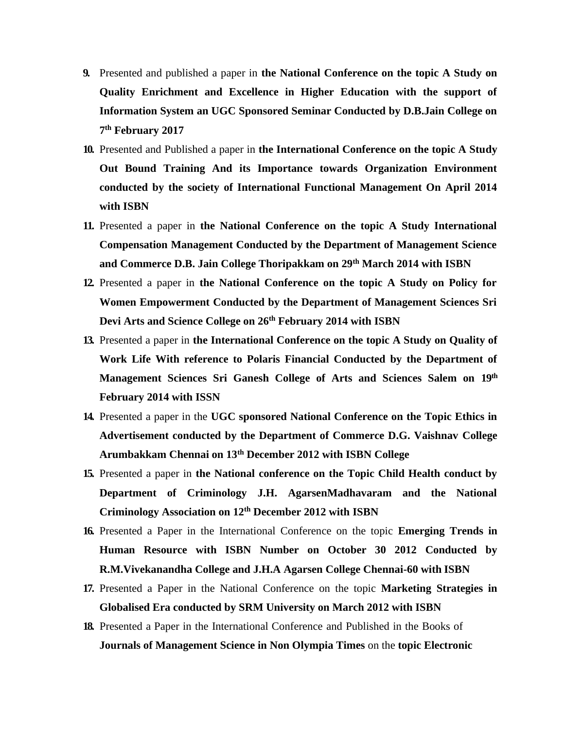9. Presented and published a paper in **the National Conference on the topic A Study on Quality Enrichment and Excellence in Higher Education with the support of Information System an UGC Sponsored Seminar Conducted by D.B.Jain College on 7th February 2017**
10. Presented and Published a paper in **the International Conference on the topic A Study Out Bound Training And its Importance towards Organization Environment conducted by the society of International Functional Management On April 2014 with ISBN**
11. Presented a paper in **the National Conference on the topic A Study International Compensation Management Conducted by the Department of Management Science and Commerce D.B. Jain College Thoripakkam on 29th March 2014 with ISBN**
12. Presented a paper in **the National Conference on the topic A Study on Policy for Women Empowerment Conducted by the Department of Management Sciences Sri Devi Arts and Science College on 26th February 2014 with ISBN**
13. Presented a paper in **the International Conference on the topic A Study on Quality of Work Life With reference to Polaris Financial Conducted by the Department of Management Sciences Sri Ganesh College of Arts and Sciences Salem on 19th February 2014 with ISSN**
14. Presented a paper in the **UGC sponsored National Conference on the Topic Ethics in Advertisement conducted by the Department of Commerce D.G. Vaishnav College Arumbakkam Chennai on 13th December 2012 with ISBN College**
15. Presented a paper in **the National conference on the Topic Child Health conduct by Department of Criminology J.H. AgarsenMadhavaram and the National Criminology Association on 12th December 2012 with ISBN**
16. Presented a Paper in the International Conference on the topic **Emerging Trends in Human Resource with ISBN Number on October 30 2012 Conducted by R.M.Vivekanandha College and J.H.A Agarsen College Chennai-60 with ISBN**
17. Presented a Paper in the National Conference on the topic **Marketing Strategies in Globalised Era conducted by SRM University on March 2012 with ISBN**
18. Presented a Paper in the International Conference and Published in the Books of **Journals of Management Science in Non Olympia Times** on the **topic Electronic**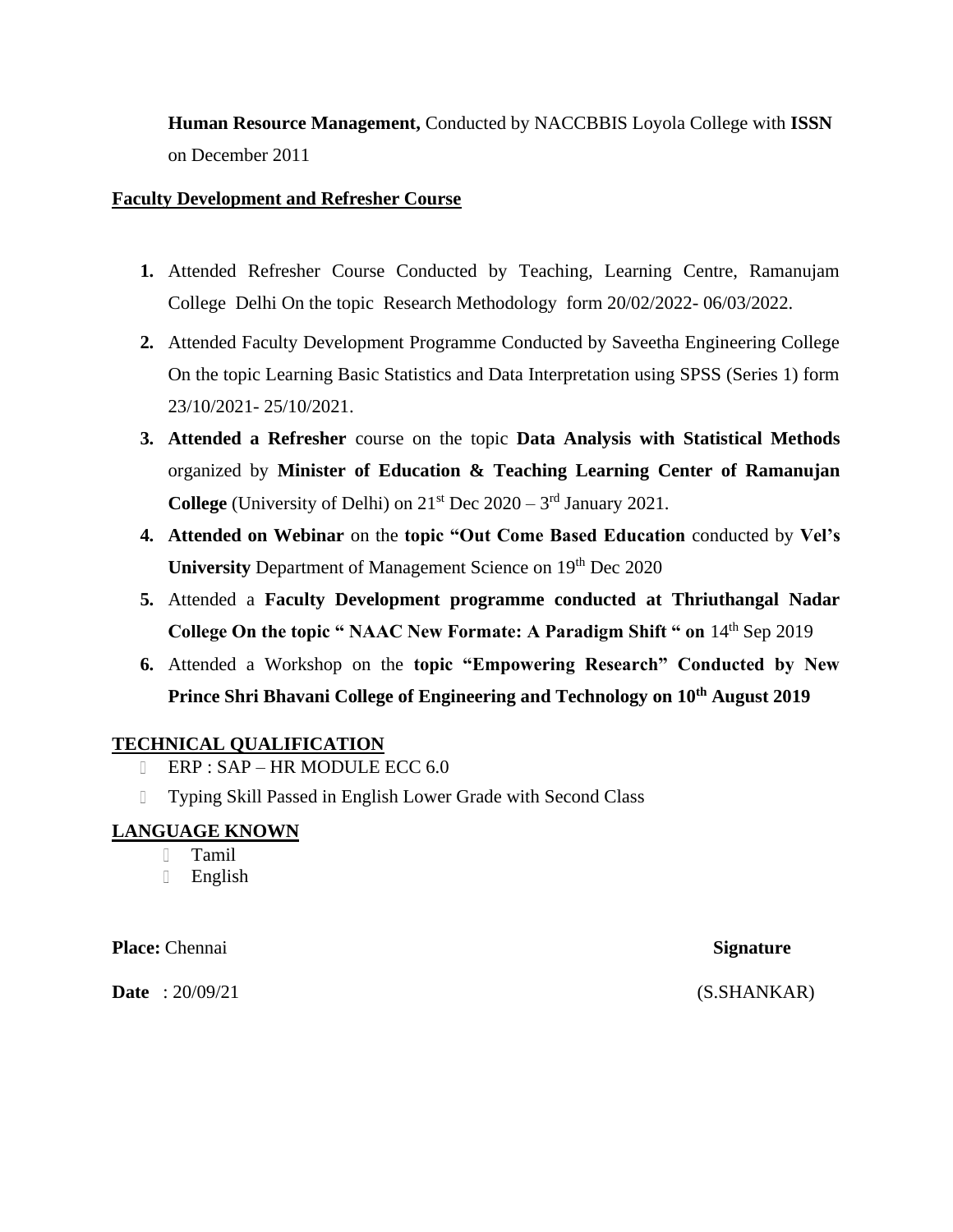**Human Resource Management,** Conducted by NACCBBIS Loyola College with **ISSN** on December 2011

**Faculty Development and Refresher Course**

1. Attended Refresher Course Conducted by Teaching, Learning Centre, Ramanujam College Delhi On the topic Research Methodology form 20/02/2022- 06/03/2022.
2. Attended Faculty Development Programme Conducted by Saveetha Engineering College On the topic Learning Basic Statistics and Data Interpretation using SPSS (Series 1) form 23/10/2021- 25/10/2021.
3. **Attended a Refresher** course on the topic **Data Analysis with Statistical Methods** organized by **Minister of Education & Teaching Learning Center of Ramanujan College** (University of Delhi) on 21st Dec 2020 – 3rd January 2021.
4. **Attended on Webinar** on the **topic "Out Come Based Education** conducted by **Vel's University** Department of Management Science on 19th Dec 2020
5. Attended a **Faculty Development programme conducted at Thriuthangal Nadar College On the topic " NAAC New Formate: A Paradigm Shift " on** 14th Sep 2019
6. Attended a Workshop on the **topic "Empowering Research" Conducted by New Prince Shri Bhavani College of Engineering and Technology on 10th August 2019**

**TECHNICAL QUALIFICATION**

- ERP : SAP – HR MODULE ECC 6.0
- Typing Skill Passed in English Lower Grade with Second Class

**LANGUAGE KNOWN**

- Tamil
- English

**Place:** Chennai

**Signature**

**Date** : 20/09/21

(S.SHANKAR)